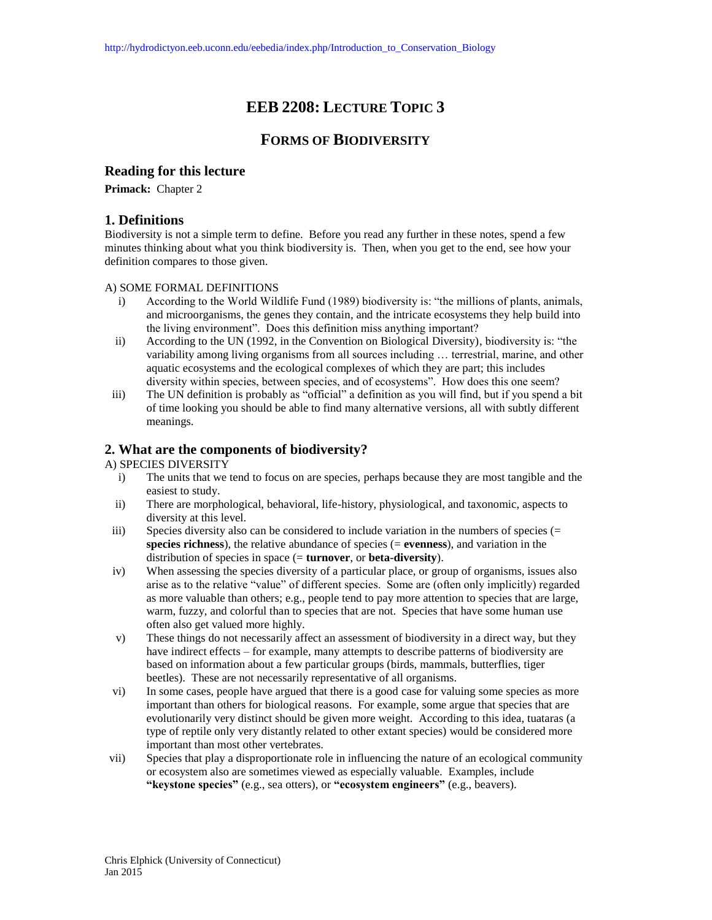# EEB 2208: Lecture Topic 3

## Forms of Biodiversity

### Reading for this lecture

**Primack:** Chapter 2

### 1. Definitions

Biodiversity is not a simple term to define. Before you read any further in these notes, spend a few minutes thinking about what you think biodiversity is. Then, when you get to the end, see how your definition compares to those given.

A) SOME FORMAL DEFINITIONS

i) According to the World Wildlife Fund (1989) biodiversity is: "the millions of plants, animals, and microorganisms, the genes they contain, and the intricate ecosystems they help build into the living environment". Does this definition miss anything important?

ii) According to the UN (1992, in the Convention on Biological Diversity), biodiversity is: "the variability among living organisms from all sources including … terrestrial, marine, and other aquatic ecosystems and the ecological complexes of which they are part; this includes diversity within species, between species, and of ecosystems". How does this one seem?

iii) The UN definition is probably as "official" a definition as you will find, but if you spend a bit of time looking you should be able to find many alternative versions, all with subtly different meanings.

### 2. What are the components of biodiversity?

A) SPECIES DIVERSITY

i) The units that we tend to focus on are species, perhaps because they are most tangible and the easiest to study.

ii) There are morphological, behavioral, life-history, physiological, and taxonomic, aspects to diversity at this level.

iii) Species diversity also can be considered to include variation in the numbers of species (= **species richness**), the relative abundance of species (= **evenness**), and variation in the distribution of species in space (= **turnover**, or **beta-diversity**).

iv) When assessing the species diversity of a particular place, or group of organisms, issues also arise as to the relative "value" of different species. Some are (often only implicitly) regarded as more valuable than others; e.g., people tend to pay more attention to species that are large, warm, fuzzy, and colorful than to species that are not. Species that have some human use often also get valued more highly.

v) These things do not necessarily affect an assessment of biodiversity in a direct way, but they have indirect effects – for example, many attempts to describe patterns of biodiversity are based on information about a few particular groups (birds, mammals, butterflies, tiger beetles). These are not necessarily representative of all organisms.

vi) In some cases, people have argued that there is a good case for valuing some species as more important than others for biological reasons. For example, some argue that species that are evolutionarily very distinct should be given more weight. According to this idea, tuataras (a type of reptile only very distantly related to other extant species) would be considered more important than most other vertebrates.

vii) Species that play a disproportionate role in influencing the nature of an ecological community or ecosystem also are sometimes viewed as especially valuable. Examples, include **"keystone species"** (e.g., sea otters), or **"ecosystem engineers"** (e.g., beavers).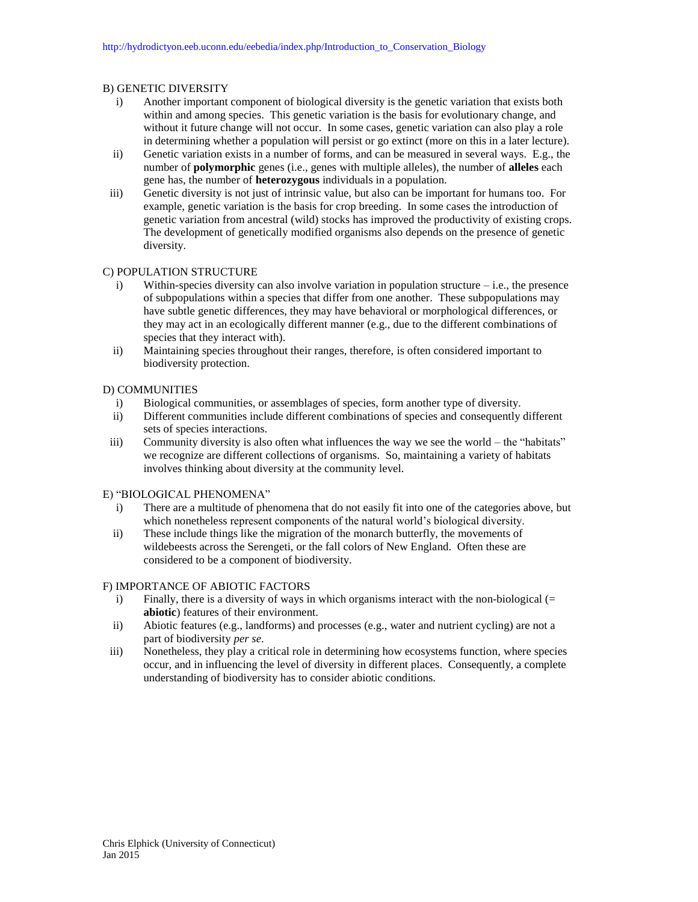B) GENETIC DIVERSITY

i) Another important component of biological diversity is the genetic variation that exists both within and among species. This genetic variation is the basis for evolutionary change, and without it future change will not occur. In some cases, genetic variation can also play a role in determining whether a population will persist or go extinct (more on this in a later lecture).

ii) Genetic variation exists in a number of forms, and can be measured in several ways. E.g., the number of **polymorphic** genes (i.e., genes with multiple alleles), the number of **alleles** each gene has, the number of **heterozygous** individuals in a population.

iii) Genetic diversity is not just of intrinsic value, but also can be important for humans too. For example, genetic variation is the basis for crop breeding. In some cases the introduction of genetic variation from ancestral (wild) stocks has improved the productivity of existing crops. The development of genetically modified organisms also depends on the presence of genetic diversity.

C) POPULATION STRUCTURE

i) Within-species diversity can also involve variation in population structure – i.e., the presence of subpopulations within a species that differ from one another. These subpopulations may have subtle genetic differences, they may have behavioral or morphological differences, or they may act in an ecologically different manner (e.g., due to the different combinations of species that they interact with).

ii) Maintaining species throughout their ranges, therefore, is often considered important to biodiversity protection.

D) COMMUNITIES

i) Biological communities, or assemblages of species, form another type of diversity.

ii) Different communities include different combinations of species and consequently different sets of species interactions.

iii) Community diversity is also often what influences the way we see the world – the "habitats" we recognize are different collections of organisms. So, maintaining a variety of habitats involves thinking about diversity at the community level.

E) "BIOLOGICAL PHENOMENA"

i) There are a multitude of phenomena that do not easily fit into one of the categories above, but which nonetheless represent components of the natural world's biological diversity.

ii) These include things like the migration of the monarch butterfly, the movements of wildebeests across the Serengeti, or the fall colors of New England. Often these are considered to be a component of biodiversity.

F) IMPORTANCE OF ABIOTIC FACTORS

i) Finally, there is a diversity of ways in which organisms interact with the non-biological (= **abiotic**) features of their environment.

ii) Abiotic features (e.g., landforms) and processes (e.g., water and nutrient cycling) are not a part of biodiversity *per se*.

iii) Nonetheless, they play a critical role in determining how ecosystems function, where species occur, and in influencing the level of diversity in different places. Consequently, a complete understanding of biodiversity has to consider abiotic conditions.